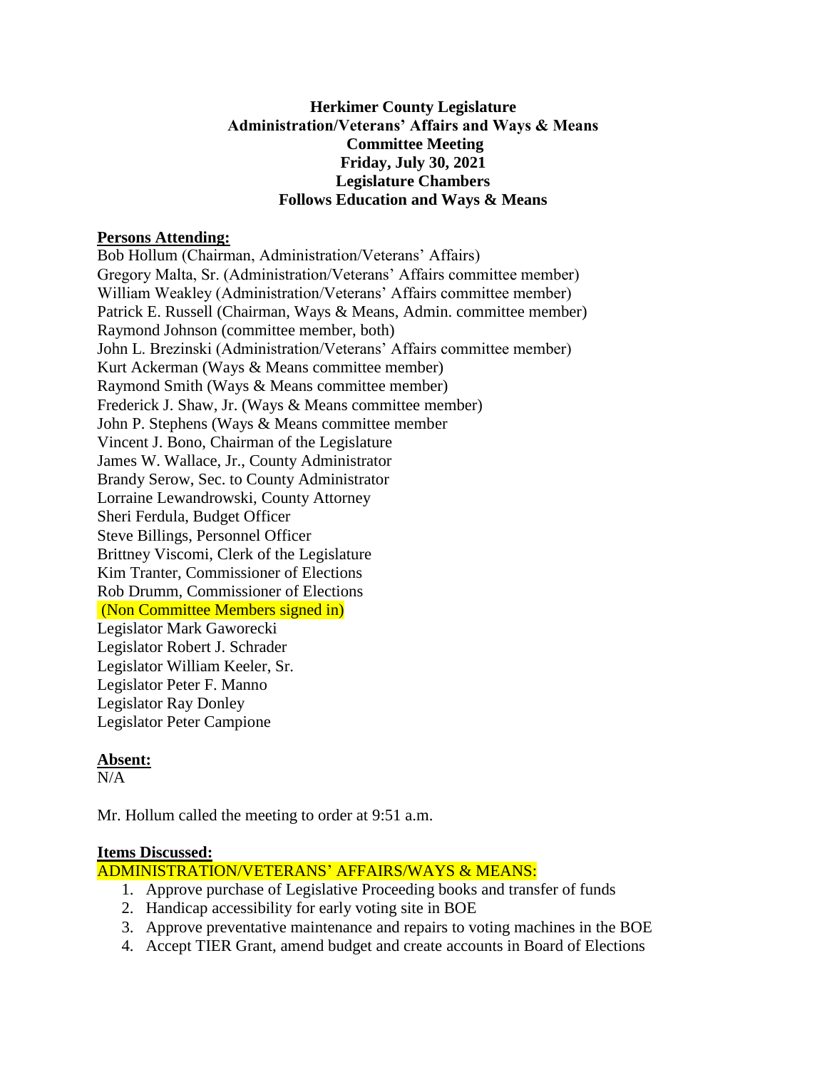# Herkimer County Legislature
## Administration/Veterans' Affairs and Ways & Means
## Committee Meeting
## Friday, July 30, 2021
## Legislature Chambers
## Follows Education and Ways & Means

**Persons Attending:**

Bob Hollum (Chairman, Administration/Veterans' Affairs)
Gregory Malta, Sr. (Administration/Veterans' Affairs committee member)
William Weakley (Administration/Veterans' Affairs committee member)
Patrick E. Russell (Chairman, Ways & Means, Admin. committee member)
Raymond Johnson (committee member, both)
John L. Brezinski (Administration/Veterans' Affairs committee member)
Kurt Ackerman (Ways & Means committee member)
Raymond Smith (Ways & Means committee member)
Frederick J. Shaw, Jr. (Ways & Means committee member)
John P. Stephens (Ways & Means committee member
Vincent J. Bono, Chairman of the Legislature
James W. Wallace, Jr., County Administrator
Brandy Serow, Sec. to County Administrator
Lorraine Lewandrowski, County Attorney
Sheri Ferdula, Budget Officer
Steve Billings, Personnel Officer
Brittney Viscomi, Clerk of the Legislature
Kim Tranter, Commissioner of Elections
Rob Drumm, Commissioner of Elections
(Non Committee Members signed in)
Legislator Mark Gaworecki
Legislator Robert J. Schrader
Legislator William Keeler, Sr.
Legislator Peter F. Manno
Legislator Ray Donley
Legislator Peter Campione

**Absent:**

N/A

Mr. Hollum called the meeting to order at 9:51 a.m.

**Items Discussed:**

ADMINISTRATION/VETERANS' AFFAIRS/WAYS & MEANS:

1. Approve purchase of Legislative Proceeding books and transfer of funds
2. Handicap accessibility for early voting site in BOE
3. Approve preventative maintenance and repairs to voting machines in the BOE
4. Accept TIER Grant, amend budget and create accounts in Board of Elections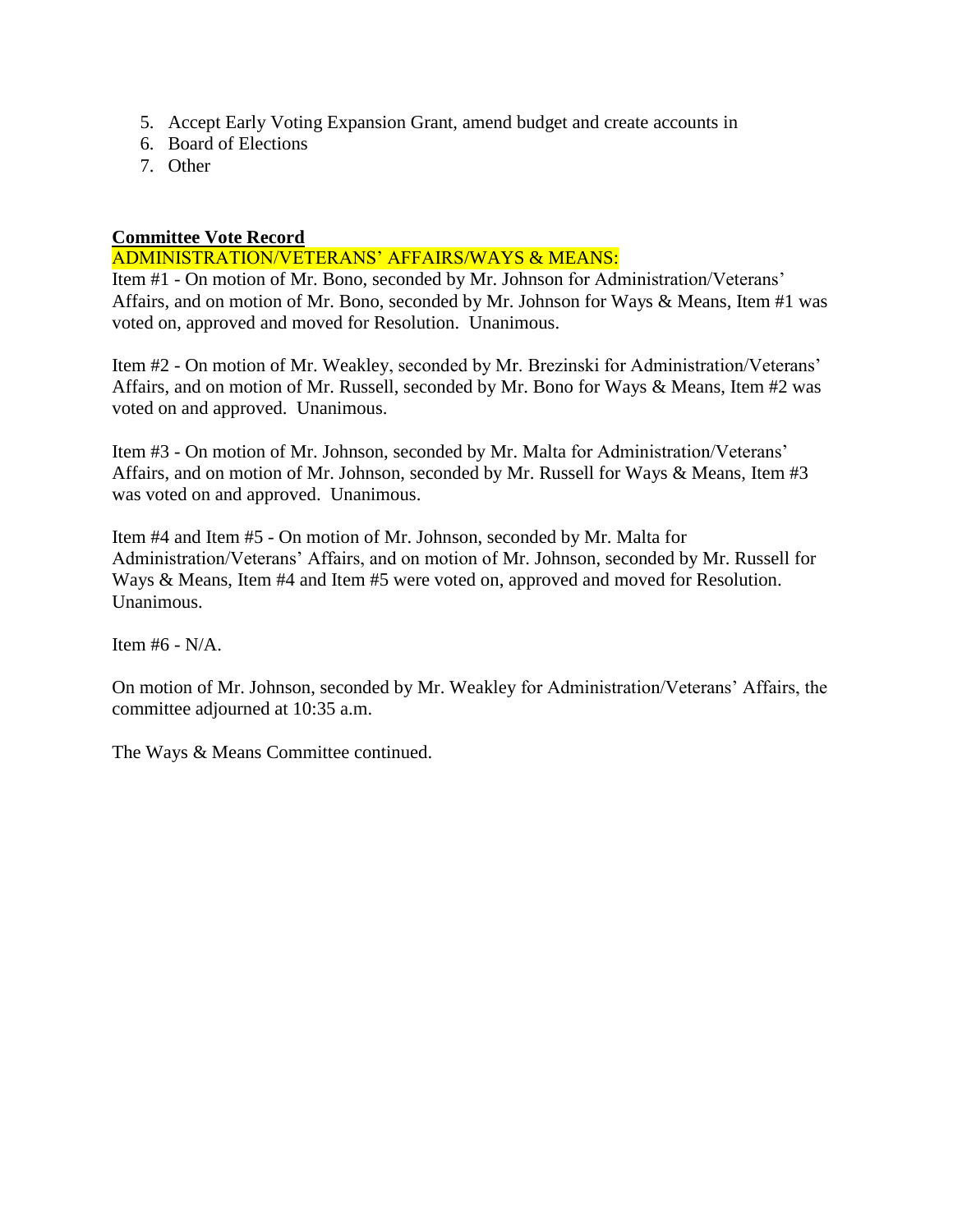5. Accept Early Voting Expansion Grant, amend budget and create accounts in
6. Board of Elections
7. Other

**Committee Vote Record**

ADMINISTRATION/VETERANS' AFFAIRS/WAYS & MEANS:

Item #1 - On motion of Mr. Bono, seconded by Mr. Johnson for Administration/Veterans' Affairs, and on motion of Mr. Bono, seconded by Mr. Johnson for Ways & Means, Item #1 was voted on, approved and moved for Resolution. Unanimous.

Item #2 - On motion of Mr. Weakley, seconded by Mr. Brezinski for Administration/Veterans' Affairs, and on motion of Mr. Russell, seconded by Mr. Bono for Ways & Means, Item #2 was voted on and approved. Unanimous.

Item #3 - On motion of Mr. Johnson, seconded by Mr. Malta for Administration/Veterans' Affairs, and on motion of Mr. Johnson, seconded by Mr. Russell for Ways & Means, Item #3 was voted on and approved. Unanimous.

Item #4 and Item #5 - On motion of Mr. Johnson, seconded by Mr. Malta for Administration/Veterans' Affairs, and on motion of Mr. Johnson, seconded by Mr. Russell for Ways & Means, Item #4 and Item #5 were voted on, approved and moved for Resolution. Unanimous.

Item #6 - N/A.

On motion of Mr. Johnson, seconded by Mr. Weakley for Administration/Veterans' Affairs, the committee adjourned at 10:35 a.m.

The Ways & Means Committee continued.